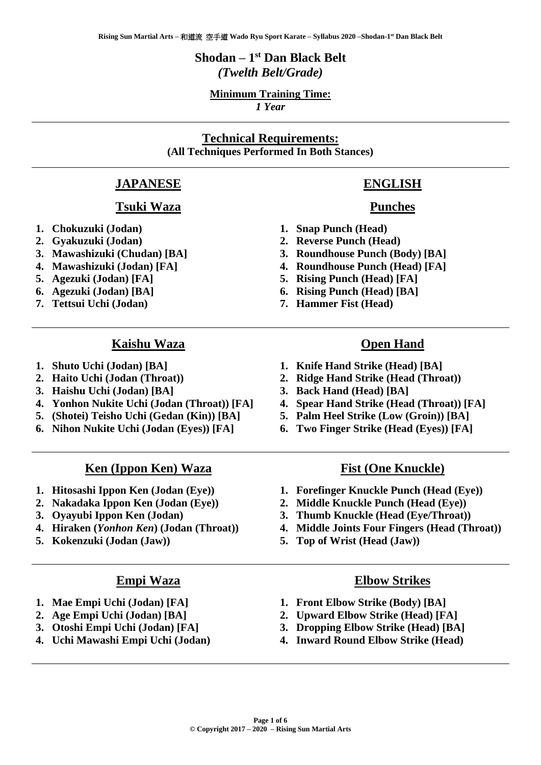# Shodan – 1st Dan Black Belt

*(Twelth Belt/Grade)*

**Minimum Training Time:**
*1 Year*

---

## Technical Requirements:

**(All Techniques Performed In Both Stances)**

---

## JAPANESE

### Tsuki Waza

1. **Chokuzuki (Jodan)**
2. **Gyakuzuki (Jodan)**
3. **Mawashizuki (Chudan) [BA]**
4. **Mawashizuki (Jodan) [FA]**
5. **Agezuki (Jodan) [FA]**
6. **Agezuki (Jodan) [BA]**
7. **Tettsui Uchi (Jodan)**

### Kaishu Waza

1. **Shuto Uchi (Jodan) [BA]**
2. **Haito Uchi (Jodan (Throat))**
3. **Haishu Uchi (Jodan) [BA]**
4. **Yonhon Nukite Uchi (Jodan (Throat)) [FA]**
5. **(Shotei) Teisho Uchi (Gedan (Kin)) [BA]**
6. **Nihon Nukite Uchi (Jodan (Eyes)) [FA]**

### Ken (Ippon Ken) Waza

1. **Hitosashi Ippon Ken (Jodan (Eye))**
2. **Nakadaka Ippon Ken (Jodan (Eye))**
3. **Oyayubi Ippon Ken (Jodan)**
4. **Hiraken (*Yonhon Ken*) (Jodan (Throat))**
5. **Kokenzuki (Jodan (Jaw))**

### Empi Waza

1. **Mae Empi Uchi (Jodan) [FA]**
2. **Age Empi Uchi (Jodan) [BA]**
3. **Otoshi Empi Uchi (Jodan) [FA]**
4. **Uchi Mawashi Empi Uchi (Jodan)**

---

## ENGLISH

### Punches

1. **Snap Punch (Head)**
2. **Reverse Punch (Head)**
3. **Roundhouse Punch (Body) [BA]**
4. **Roundhouse Punch (Head) [FA]**
5. **Rising Punch (Head) [FA]**
6. **Rising Punch (Head) [BA]**
7. **Hammer Fist (Head)**

### Open Hand

1. **Knife Hand Strike (Head) [BA]**
2. **Ridge Hand Strike (Head (Throat))**
3. **Back Hand (Head) [BA]**
4. **Spear Hand Strike (Head (Throat)) [FA]**
5. **Palm Heel Strike (Low (Groin)) [BA]**
6. **Two Finger Strike (Head (Eyes)) [FA]**

### Fist (One Knuckle)

1. **Forefinger Knuckle Punch (Head (Eye))**
2. **Middle Knuckle Punch (Head (Eye))**
3. **Thumb Knuckle (Head (Eye/Throat))**
4. **Middle Joints Four Fingers (Head (Throat))**
5. **Top of Wrist (Head (Jaw))**

### Elbow Strikes

1. **Front Elbow Strike (Body) [BA]**
2. **Upward Elbow Strike (Head) [FA]**
3. **Dropping Elbow Strike (Head) [BA]**
4. **Inward Round Elbow Strike (Head)**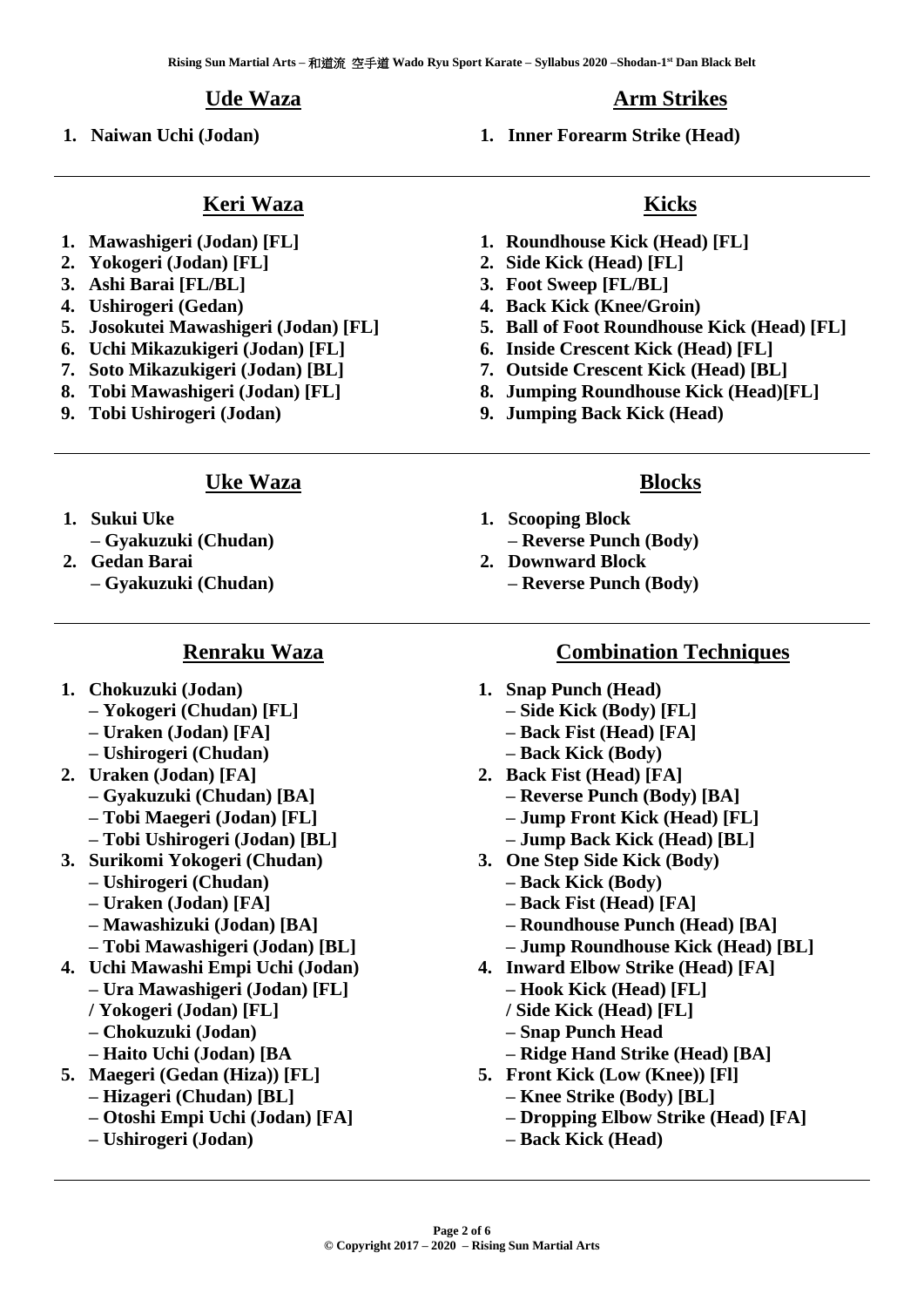## Ude Waza

1. Naiwan Uchi (Jodan)

## Arm Strikes

1. Inner Forearm Strike (Head)

---

## Keri Waza

1. Mawashigeri (Jodan) [FL]
2. Yokogeri (Jodan) [FL]
3. Ashi Barai [FL/BL]
4. Ushirogeri (Gedan)
5. Josokutei Mawashigeri (Jodan) [FL]
6. Uchi Mikazukigeri (Jodan) [FL]
7. Soto Mikazukigeri (Jodan) [BL]
8. Tobi Mawashigeri (Jodan) [FL]
9. Tobi Ushirogeri (Jodan)

## Kicks

1. Roundhouse Kick (Head) [FL]
2. Side Kick (Head) [FL]
3. Foot Sweep [FL/BL]
4. Back Kick (Knee/Groin)
5. Ball of Foot Roundhouse Kick (Head) [FL]
6. Inside Crescent Kick (Head) [FL]
7. Outside Crescent Kick (Head) [BL]
8. Jumping Roundhouse Kick (Head)[FL]
9. Jumping Back Kick (Head)

---

## Uke Waza

1. Sukui Uke
   – Gyakuzuki (Chudan)
2. Gedan Barai
   – Gyakuzuki (Chudan)

## Blocks

1. Scooping Block
   – Reverse Punch (Body)
2. Downward Block
   – Reverse Punch (Body)

---

## Renraku Waza

1. Chokuzuki (Jodan)
   – Yokogeri (Chudan) [FL]
   – Uraken (Jodan) [FA]
   – Ushirogeri (Chudan)
2. Uraken (Jodan) [FA]
   – Gyakuzuki (Chudan) [BA]
   – Tobi Maegeri (Jodan) [FL]
   – Tobi Ushirogeri (Jodan) [BL]
3. Surikomi Yokogeri (Chudan)
   – Ushirogeri (Chudan)
   – Uraken (Jodan) [FA]
   – Mawashizuki (Jodan) [BA]
   – Tobi Mawashigeri (Jodan) [BL]
4. Uchi Mawashi Empi Uchi (Jodan)
   – Ura Mawashigeri (Jodan) [FL]
   / Yokogeri (Jodan) [FL]
   – Chokuzuki (Jodan)
   – Haito Uchi (Jodan) [BA
5. Maegeri (Gedan (Hiza)) [FL]
   – Hizageri (Chudan) [BL]
   – Otoshi Empi Uchi (Jodan) [FA]
   – Ushirogeri (Jodan)

## Combination Techniques

1. Snap Punch (Head)
   – Side Kick (Body) [FL]
   – Back Fist (Head) [FA]
   – Back Kick (Body)
2. Back Fist (Head) [FA]
   – Reverse Punch (Body) [BA]
   – Jump Front Kick (Head) [FL]
   – Jump Back Kick (Head) [BL]
3. One Step Side Kick (Body)
   – Back Kick (Body)
   – Back Fist (Head) [FA]
   – Roundhouse Punch (Head) [BA]
   – Jump Roundhouse Kick (Head) [BL]
4. Inward Elbow Strike (Head) [FA]
   – Hook Kick (Head) [FL]
   / Side Kick (Head) [FL]
   – Snap Punch Head
   – Ridge Hand Strike (Head) [BA]
5. Front Kick (Low (Knee)) [Fl]
   – Knee Strike (Body) [BL]
   – Dropping Elbow Strike (Head) [FA]
   – Back Kick (Head)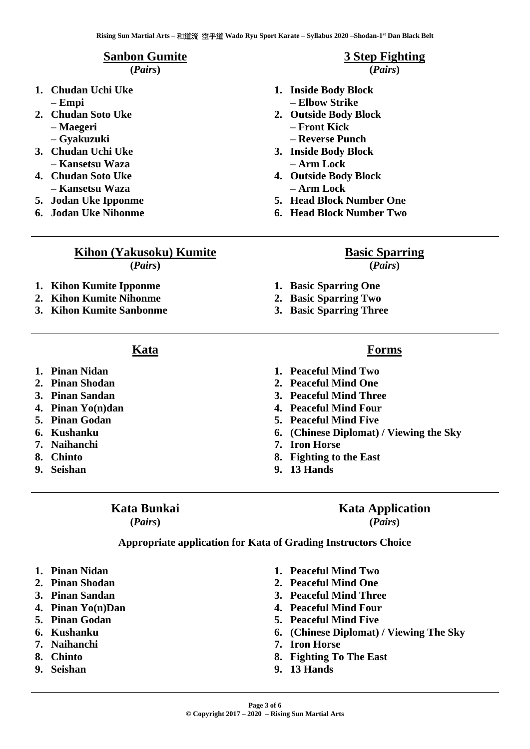## Sanbon Gumite

**(*Pairs*)**

1. **Chudan Uchi Uke**
   **– Empi**
2. **Chudan Soto Uke**
   **– Maegeri**
   **– Gyakuzuki**
3. **Chudan Uchi Uke**
   **– Kansetsu Waza**
4. **Chudan Soto Uke**
   **– Kansetsu Waza**
5. **Jodan Uke Ipponme**
6. **Jodan Uke Nihonme**

## 3 Step Fighting

**(*Pairs*)**

1. **Inside Body Block**
   **– Elbow Strike**
2. **Outside Body Block**
   **– Front Kick**
   **– Reverse Punch**
3. **Inside Body Block**
   **– Arm Lock**
4. **Outside Body Block**
   **– Arm Lock**
5. **Head Block Number One**
6. **Head Block Number Two**

---

## Kihon (Yakusoku) Kumite

**(*Pairs*)**

1. **Kihon Kumite Ipponme**
2. **Kihon Kumite Nihonme**
3. **Kihon Kumite Sanbonme**

## Basic Sparring

**(*Pairs*)**

1. **Basic Sparring One**
2. **Basic Sparring Two**
3. **Basic Sparring Three**

---

## Kata

1. **Pinan Nidan**
2. **Pinan Shodan**
3. **Pinan Sandan**
4. **Pinan Yo(n)dan**
5. **Pinan Godan**
6. **Kushanku**
7. **Naihanchi**
8. **Chinto**
9. **Seishan**

## Forms

1. **Peaceful Mind Two**
2. **Peaceful Mind One**
3. **Peaceful Mind Three**
4. **Peaceful Mind Four**
5. **Peaceful Mind Five**
6. **(Chinese Diplomat) / Viewing the Sky**
7. **Iron Horse**
8. **Fighting to the East**
9. **13 Hands**

---

## Kata Bunkai

**(*Pairs*)**

## Kata Application

**(*Pairs*)**

**Appropriate application for Kata of Grading Instructors Choice**

1. **Pinan Nidan**
2. **Pinan Shodan**
3. **Pinan Sandan**
4. **Pinan Yo(n)Dan**
5. **Pinan Godan**
6. **Kushanku**
7. **Naihanchi**
8. **Chinto**
9. **Seishan**

1. **Peaceful Mind Two**
2. **Peaceful Mind One**
3. **Peaceful Mind Three**
4. **Peaceful Mind Four**
5. **Peaceful Mind Five**
6. **(Chinese Diplomat) / Viewing The Sky**
7. **Iron Horse**
8. **Fighting To The East**
9. **13 Hands**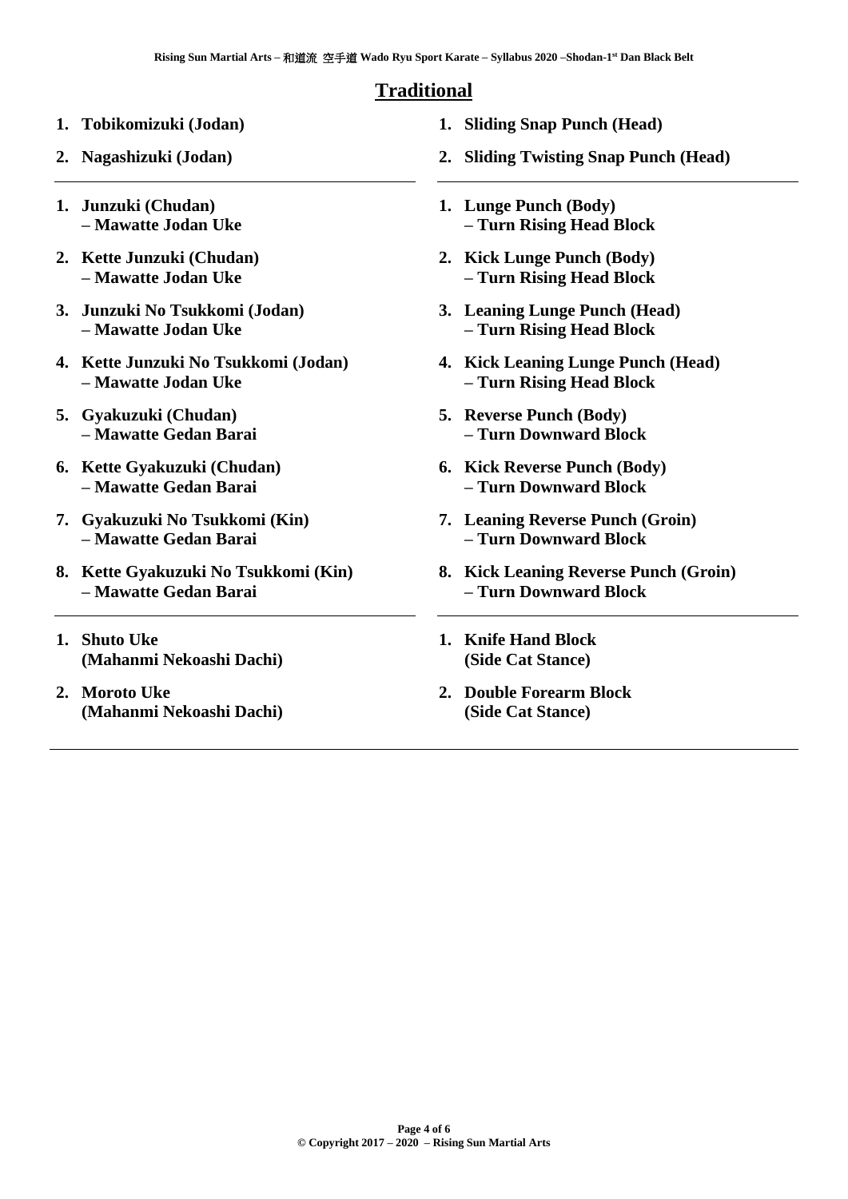## Traditional

| Japanese | English |
|---|---|
| **1. Tobikomizuki (Jodan)** | **1. Sliding Snap Punch (Head)** |
| **2. Nagashizuki (Jodan)** | **2. Sliding Twisting Snap Punch (Head)** |
| **1. Junzuki (Chudan) – Mawatte Jodan Uke** | **1. Lunge Punch (Body) – Turn Rising Head Block** |
| **2. Kette Junzuki (Chudan) – Mawatte Jodan Uke** | **2. Kick Lunge Punch (Body) – Turn Rising Head Block** |
| **3. Junzuki No Tsukkomi (Jodan) – Mawatte Jodan Uke** | **3. Leaning Lunge Punch (Head) – Turn Rising Head Block** |
| **4. Kette Junzuki No Tsukkomi (Jodan) – Mawatte Jodan Uke** | **4. Kick Leaning Lunge Punch (Head) – Turn Rising Head Block** |
| **5. Gyakuzuki (Chudan) – Mawatte Gedan Barai** | **5. Reverse Punch (Body) – Turn Downward Block** |
| **6. Kette Gyakuzuki (Chudan) – Mawatte Gedan Barai** | **6. Kick Reverse Punch (Body) – Turn Downward Block** |
| **7. Gyakuzuki No Tsukkomi (Kin) – Mawatte Gedan Barai** | **7. Leaning Reverse Punch (Groin) – Turn Downward Block** |
| **8. Kette Gyakuzuki No Tsukkomi (Kin) – Mawatte Gedan Barai** | **8. Kick Leaning Reverse Punch (Groin) – Turn Downward Block** |
| **1. Shuto Uke (Mahanmi Nekoashi Dachi)** | **1. Knife Hand Block (Side Cat Stance)** |
| **2. Moroto Uke (Mahanmi Nekoashi Dachi)** | **2. Double Forearm Block (Side Cat Stance)** |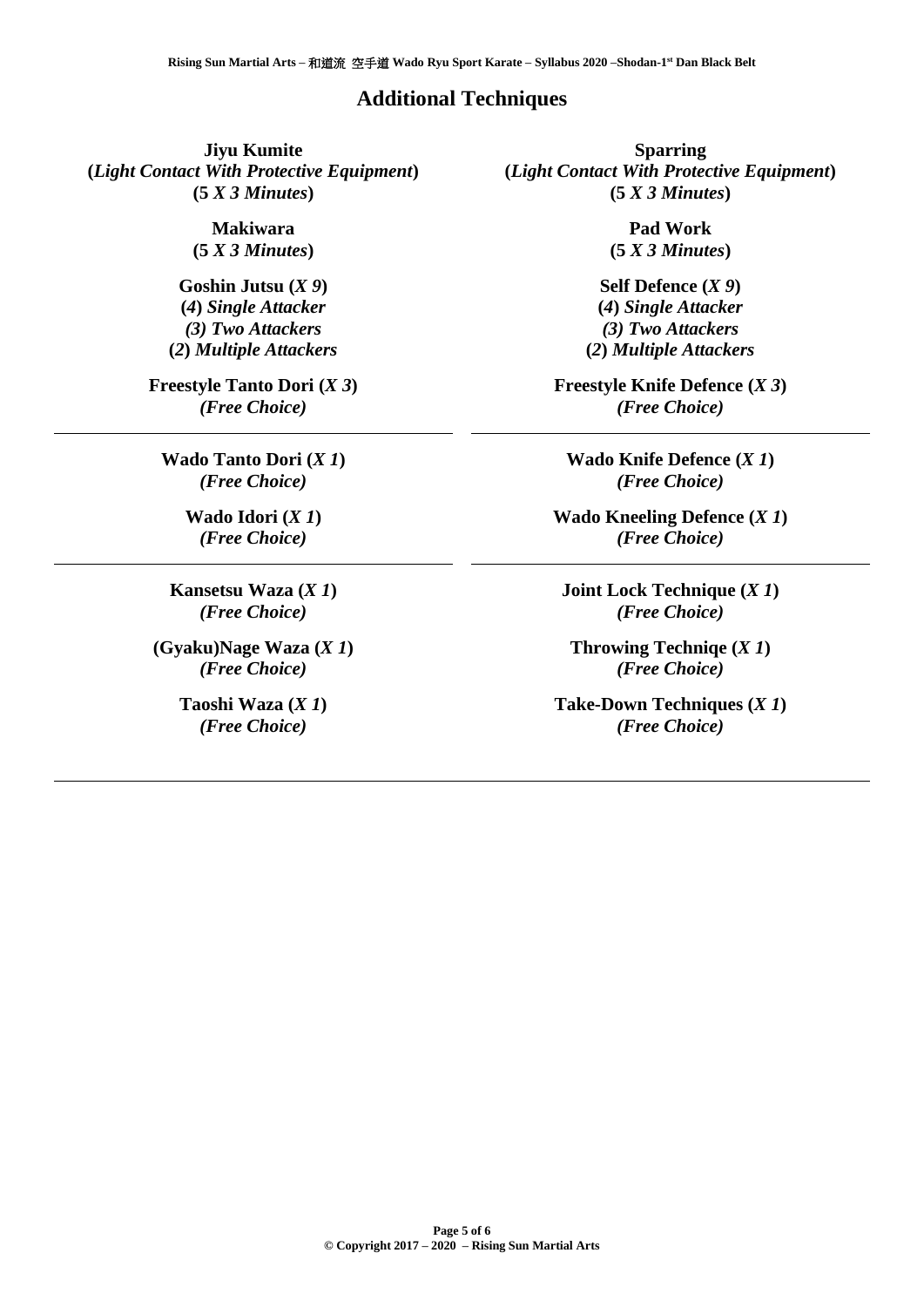## Additional Techniques

**Jiyu Kumite**
**(*Light Contact With Protective Equipment*)**
**(5 *X 3 Minutes*)**

**Sparring**
**(*Light Contact With Protective Equipment*)**
**(5 *X 3 Minutes*)**

**Makiwara**
**(5 *X 3 Minutes*)**

**Pad Work**
**(5 *X 3 Minutes*)**

**Goshin Jutsu (*X 9*)**
***(4) Single Attacker***
***(3) Two Attackers***
***(2) Multiple Attackers***

**Self Defence (*X 9*)**
***(4) Single Attacker***
***(3) Two Attackers***
***(2) Multiple Attackers***

**Freestyle Tanto Dori (*X 3*)**
***(Free Choice)***

**Freestyle Knife Defence (*X 3*)**
***(Free Choice)***

---

**Wado Tanto Dori (*X 1*)**
***(Free Choice)***

**Wado Knife Defence (*X 1*)**
***(Free Choice)***

**Wado Idori (*X 1*)**
***(Free Choice)***

**Wado Kneeling Defence (*X 1*)**
***(Free Choice)***

---

**Kansetsu Waza (*X 1*)**
***(Free Choice)***

**Joint Lock Technique (*X 1*)**
***(Free Choice)***

**(Gyaku)Nage Waza (*X 1*)**
***(Free Choice)***

**Throwing Techniqe (*X 1*)**
***(Free Choice)***

**Taoshi Waza (*X 1*)**
***(Free Choice)***

**Take-Down Techniques (*X 1*)**
***(Free Choice)***

---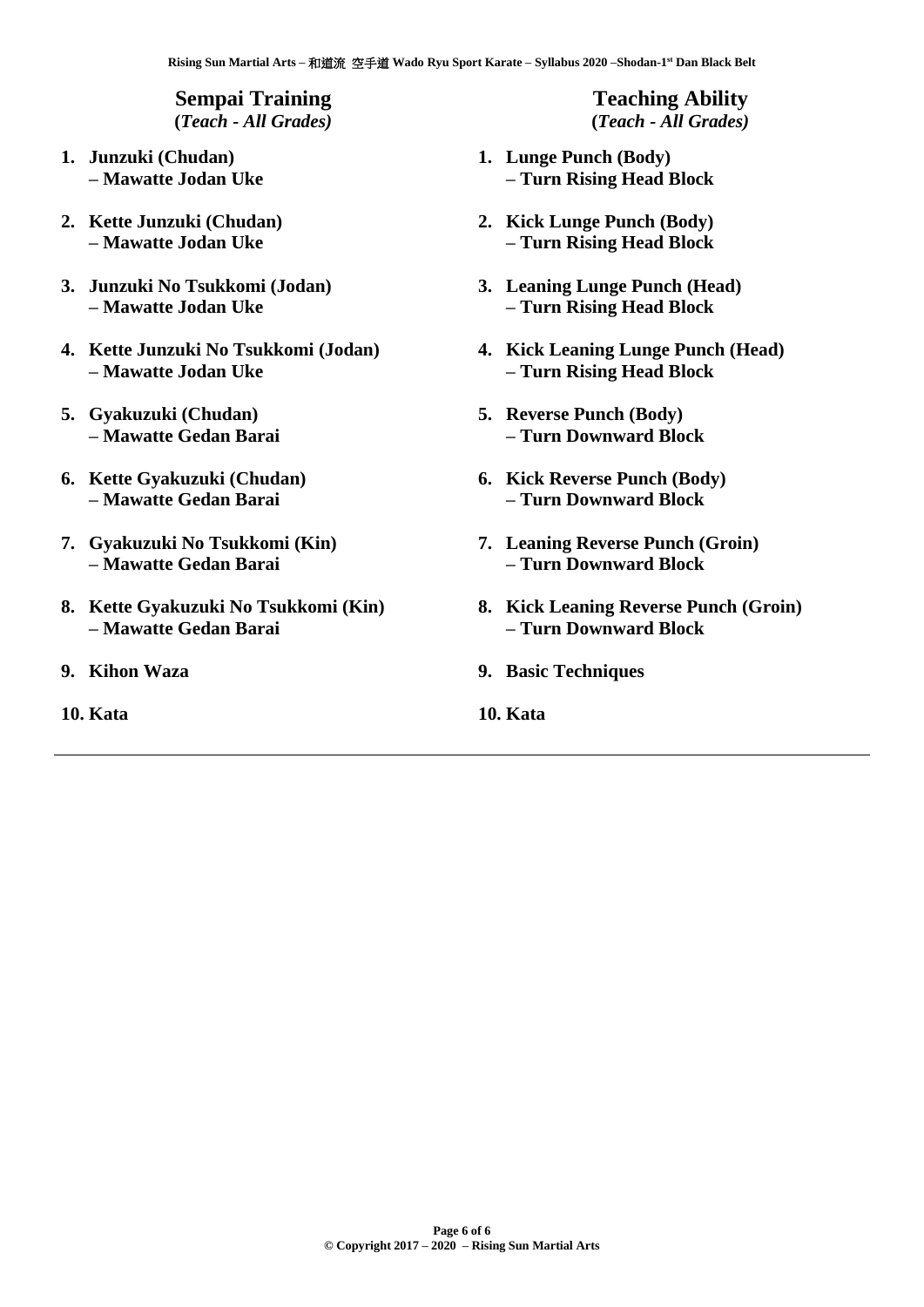## Sempai Training
**(*Teach - All Grades*)**

1. **Junzuki (Chudan)**
   **– Mawatte Jodan Uke**
2. **Kette Junzuki (Chudan)**
   **– Mawatte Jodan Uke**
3. **Junzuki No Tsukkomi (Jodan)**
   **– Mawatte Jodan Uke**
4. **Kette Junzuki No Tsukkomi (Jodan)**
   **– Mawatte Jodan Uke**
5. **Gyakuzuki (Chudan)**
   **– Mawatte Gedan Barai**
6. **Kette Gyakuzuki (Chudan)**
   **– Mawatte Gedan Barai**
7. **Gyakuzuki No Tsukkomi (Kin)**
   **– Mawatte Gedan Barai**
8. **Kette Gyakuzuki No Tsukkomi (Kin)**
   **– Mawatte Gedan Barai**
9. **Kihon Waza**
10. **Kata**

## Teaching Ability
**(*Teach - All Grades*)**

1. **Lunge Punch (Body)**
   **– Turn Rising Head Block**
2. **Kick Lunge Punch (Body)**
   **– Turn Rising Head Block**
3. **Leaning Lunge Punch (Head)**
   **– Turn Rising Head Block**
4. **Kick Leaning Lunge Punch (Head)**
   **– Turn Rising Head Block**
5. **Reverse Punch (Body)**
   **– Turn Downward Block**
6. **Kick Reverse Punch (Body)**
   **– Turn Downward Block**
7. **Leaning Reverse Punch (Groin)**
   **– Turn Downward Block**
8. **Kick Leaning Reverse Punch (Groin)**
   **– Turn Downward Block**
9. **Basic Techniques**
10. **Kata**